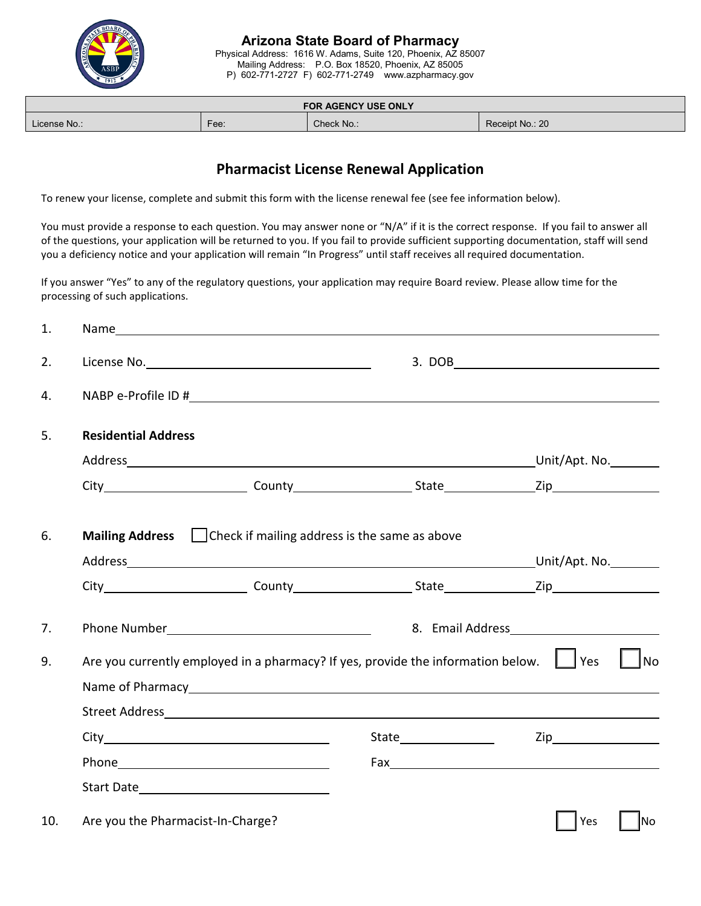# Arizona State Board of Pharmacy

Physical Address: 1616 W. Adams, Suite 120, Phoenix, AZ 85007
Mailing Address: P.O. Box 18520, Phoenix, AZ 85005
P) 602-771-2727 F) 602-771-2749 www.azpharmacy.gov

| FOR AGENCY USE ONLY | | | |
|---|---|---|---|
| License No.: | Fee: | Check No.: | Receipt No.: 20 |

## Pharmacist License Renewal Application

To renew your license, complete and submit this form with the license renewal fee (see fee information below).

You must provide a response to each question. You may answer none or "N/A" if it is the correct response. If you fail to answer all of the questions, your application will be returned to you. If you fail to provide sufficient supporting documentation, staff will send you a deficiency notice and your application will remain "In Progress" until staff receives all required documentation.

If you answer "Yes" to any of the regulatory questions, your application may require Board review. Please allow time for the processing of such applications.

1. Name ____________________

2. License No. ____________________ 3. DOB ____________________

4. NABP e-Profile ID # ____________________

5. **Residential Address**

   Address ____________________ Unit/Apt. No. ________

   City ____________ County ____________ State ________ Zip ________

6. **Mailing Address** ☐ Check if mailing address is the same as above

   Address ____________________ Unit/Apt. No. ________

   City ____________ County ____________ State ________ Zip ________

7. Phone Number ____________________ 8. Email Address ____________________

9. Are you currently employed in a pharmacy? If yes, provide the information below. ☐ Yes ☐ No

   Name of Pharmacy ____________________

   Street Address ____________________

   City ____________ State ________ Zip ________

   Phone ____________ Fax ____________

   Start Date ____________

10. Are you the Pharmacist-In-Charge? ☐ Yes ☐ No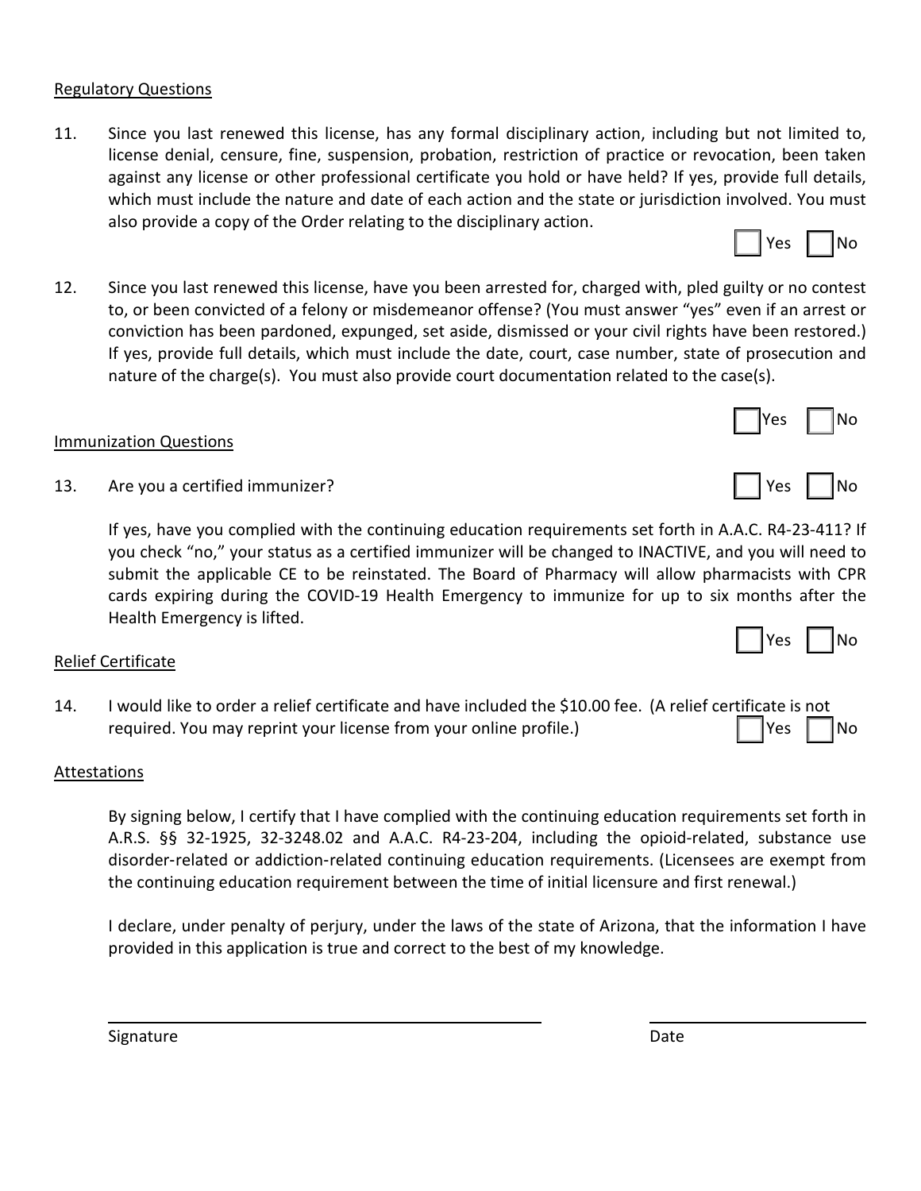Regulatory Questions

11. Since you last renewed this license, has any formal disciplinary action, including but not limited to, license denial, censure, fine, suspension, probation, restriction of practice or revocation, been taken against any license or other professional certificate you hold or have held? If yes, provide full details, which must include the nature and date of each action and the state or jurisdiction involved. You must also provide a copy of the Order relating to the disciplinary action.

☐ Yes ☐ No

12. Since you last renewed this license, have you been arrested for, charged with, pled guilty or no contest to, or been convicted of a felony or misdemeanor offense? (You must answer "yes" even if an arrest or conviction has been pardoned, expunged, set aside, dismissed or your civil rights have been restored.) If yes, provide full details, which must include the date, court, case number, state of prosecution and nature of the charge(s). You must also provide court documentation related to the case(s).

☐ Yes ☐ No

Immunization Questions

13. Are you a certified immunizer? ☐ Yes ☐ No

If yes, have you complied with the continuing education requirements set forth in A.A.C. R4-23-411? If you check "no," your status as a certified immunizer will be changed to INACTIVE, and you will need to submit the applicable CE to be reinstated. The Board of Pharmacy will allow pharmacists with CPR cards expiring during the COVID-19 Health Emergency to immunize for up to six months after the Health Emergency is lifted.

☐ Yes ☐ No

Relief Certificate

14. I would like to order a relief certificate and have included the $10.00 fee. (A relief certificate is not required. You may reprint your license from your online profile.) ☐ Yes ☐ No

Attestations

By signing below, I certify that I have complied with the continuing education requirements set forth in A.R.S. §§ 32-1925, 32-3248.02 and A.A.C. R4-23-204, including the opioid-related, substance use disorder-related or addiction-related continuing education requirements. (Licensees are exempt from the continuing education requirement between the time of initial licensure and first renewal.)

I declare, under penalty of perjury, under the laws of the state of Arizona, that the information I have provided in this application is true and correct to the best of my knowledge.

\_\_\_\_\_\_\_\_\_\_\_\_\_\_\_\_\_\_\_\_\_\_\_\_\_\_\_\_\_\_\_\_\_\_\_\_\_\_\_\_ \_\_\_\_\_\_\_\_\_\_\_\_\_\_\_\_\_\_\_\_

Signature Date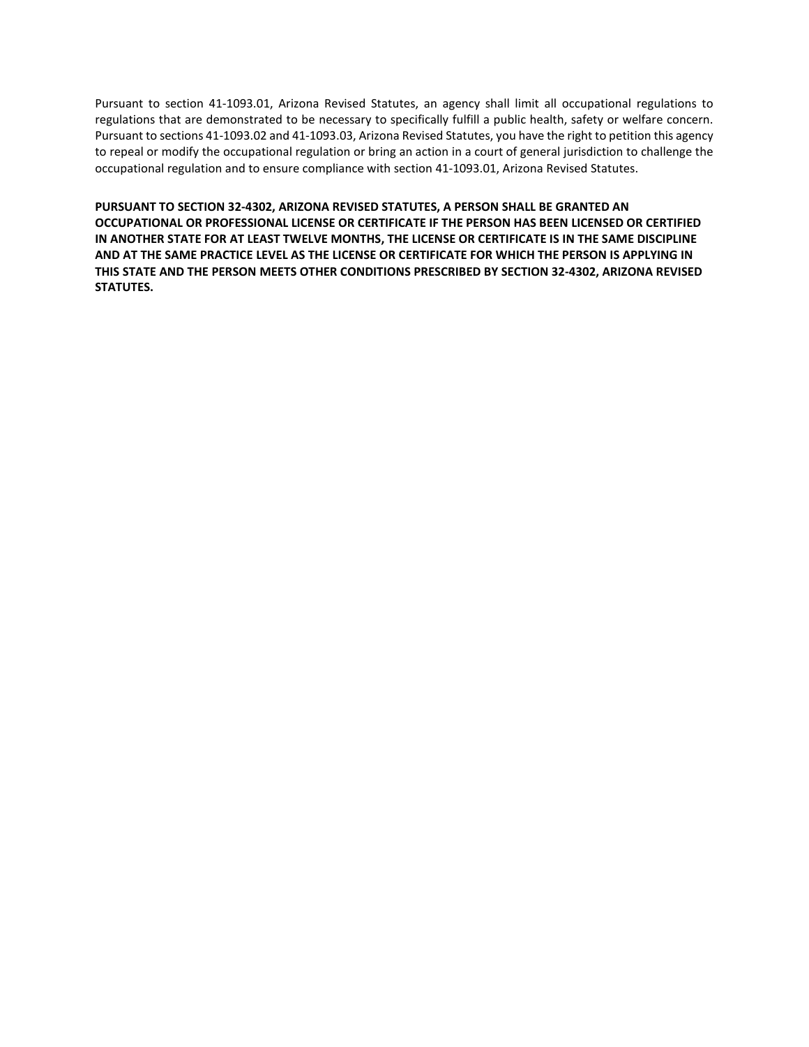Pursuant to section 41-1093.01, Arizona Revised Statutes, an agency shall limit all occupational regulations to regulations that are demonstrated to be necessary to specifically fulfill a public health, safety or welfare concern. Pursuant to sections 41-1093.02 and 41-1093.03, Arizona Revised Statutes, you have the right to petition this agency to repeal or modify the occupational regulation or bring an action in a court of general jurisdiction to challenge the occupational regulation and to ensure compliance with section 41-1093.01, Arizona Revised Statutes.

**PURSUANT TO SECTION 32-4302, ARIZONA REVISED STATUTES, A PERSON SHALL BE GRANTED AN OCCUPATIONAL OR PROFESSIONAL LICENSE OR CERTIFICATE IF THE PERSON HAS BEEN LICENSED OR CERTIFIED IN ANOTHER STATE FOR AT LEAST TWELVE MONTHS, THE LICENSE OR CERTIFICATE IS IN THE SAME DISCIPLINE AND AT THE SAME PRACTICE LEVEL AS THE LICENSE OR CERTIFICATE FOR WHICH THE PERSON IS APPLYING IN THIS STATE AND THE PERSON MEETS OTHER CONDITIONS PRESCRIBED BY SECTION 32-4302, ARIZONA REVISED STATUTES.**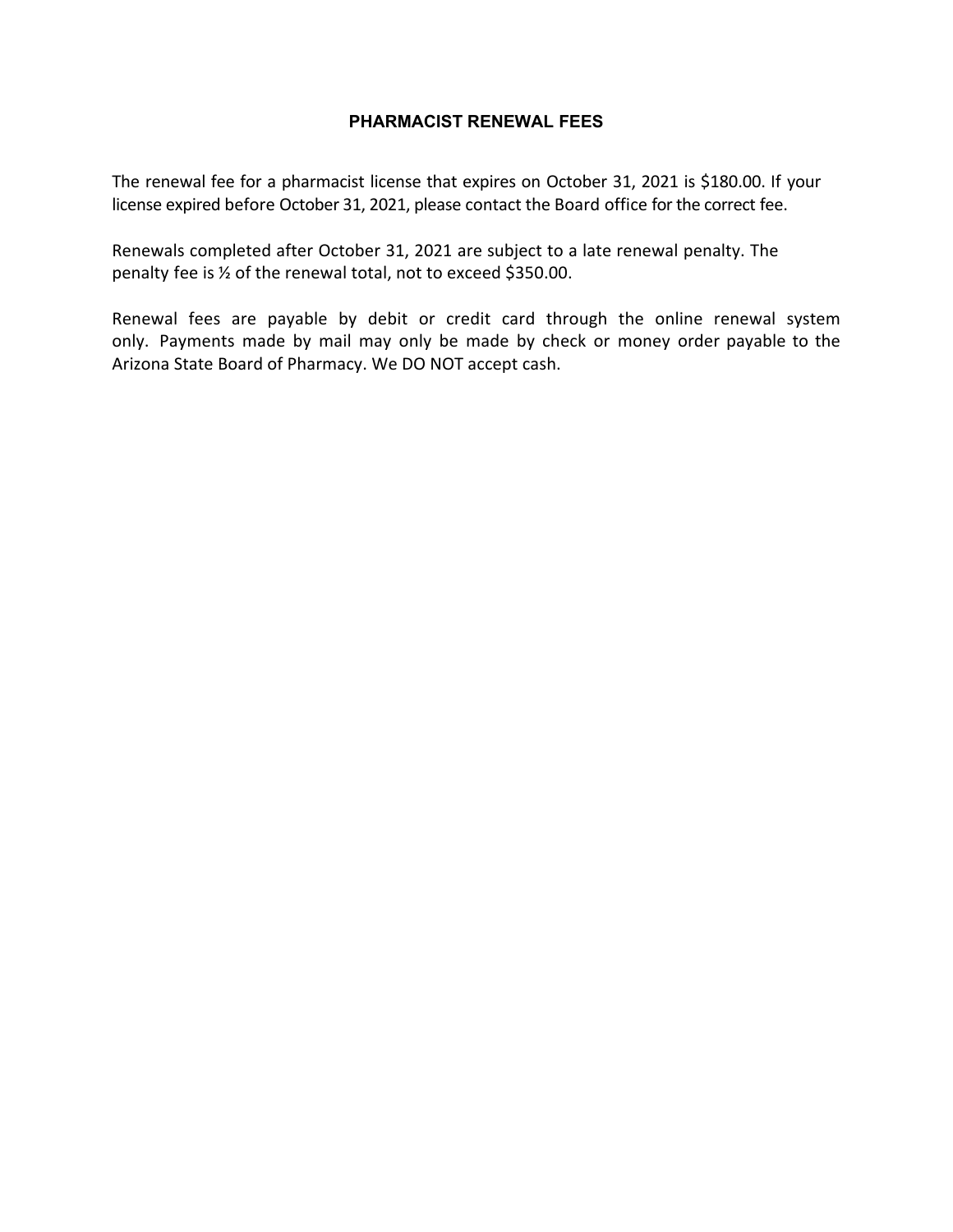## PHARMACIST RENEWAL FEES

The renewal fee for a pharmacist license that expires on October 31, 2021 is $180.00. If your license expired before October 31, 2021, please contact the Board office for the correct fee.

Renewals completed after October 31, 2021 are subject to a late renewal penalty. The penalty fee is ½ of the renewal total, not to exceed $350.00.

Renewal fees are payable by debit or credit card through the online renewal system only. Payments made by mail may only be made by check or money order payable to the Arizona State Board of Pharmacy. We DO NOT accept cash.